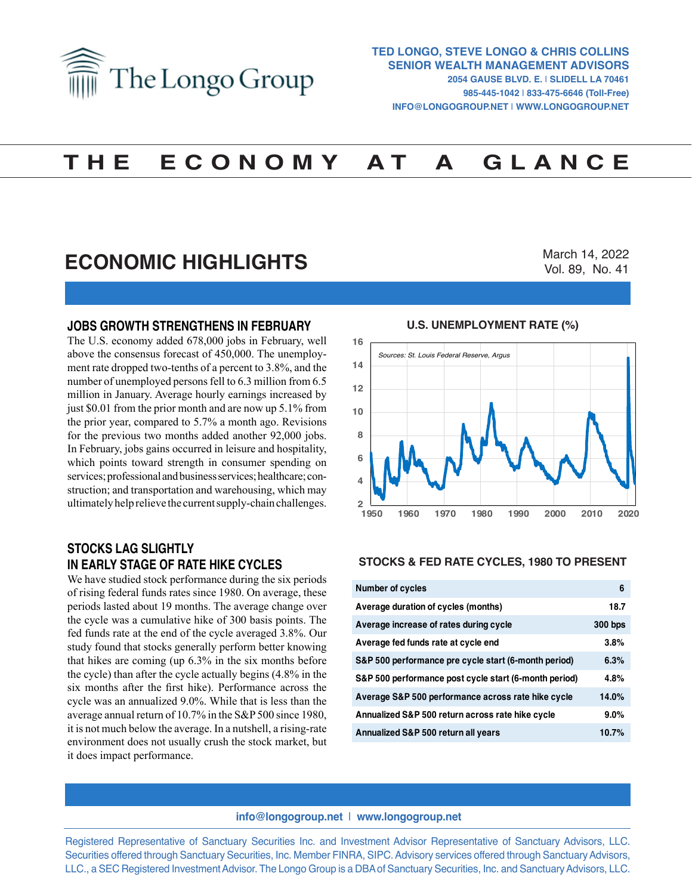# The Longo Group

**TED LONGO, STEVE LONGO & CHRIS COLLINS**
**SENIOR WEALTH MANAGEMENT ADVISORS**
2054 GAUSE BLVD. E. | SLIDELL LA 70461
985-445-1042 | 833-475-6646 (Toll-Free)
INFO@LONGOGROUP.NET | WWW.LONGOGROUP.NET

# THE ECONOMY AT A GLANCE

## ECONOMIC HIGHLIGHTS

March 14, 2022
Vol. 89, No. 41

### JOBS GROWTH STRENGTHENS IN FEBRUARY

The U.S. economy added 678,000 jobs in February, well above the consensus forecast of 450,000. The unemployment rate dropped two-tenths of a percent to 3.8%, and the number of unemployed persons fell to 6.3 million from 6.5 million in January. Average hourly earnings increased by just $0.01 from the prior month and are now up 5.1% from the prior year, compared to 5.7% a month ago. Revisions for the previous two months added another 92,000 jobs. In February, jobs gains occurred in leisure and hospitality, which points toward strength in consumer spending on services; professional and business services; healthcare; construction; and transportation and warehousing, which may ultimately help relieve the current supply-chain challenges.

**U.S. UNEMPLOYMENT RATE (%)**

*Sources: St. Louis Federal Reserve, Argus*

### STOCKS LAG SLIGHTLY IN EARLY STAGE OF RATE HIKE CYCLES

We have studied stock performance during the six periods of rising federal funds rates since 1980. On average, these periods lasted about 19 months. The average change over the cycle was a cumulative hike of 300 basis points. The fed funds rate at the end of the cycle averaged 3.8%. Our study found that stocks generally perform better knowing that hikes are coming (up 6.3% in the six months before the cycle) than after the cycle actually begins (4.8% in the six months after the first hike). Performance across the cycle was an annualized 9.0%. While that is less than the average annual return of 10.7% in the S&P 500 since 1980, it is not much below the average. In a nutshell, a rising-rate environment does not usually crush the stock market, but it does impact performance.

**STOCKS & FED RATE CYCLES, 1980 TO PRESENT**

| | |
|---|---|
| Number of cycles | 6 |
| Average duration of cycles (months) | 18.7 |
| Average increase of rates during cycle | 300 bps |
| Average fed funds rate at cycle end | 3.8% |
| S&P 500 performance pre cycle start (6-month period) | 6.3% |
| S&P 500 performance post cycle start (6-month period) | 4.8% |
| Average S&P 500 performance across rate hike cycle | 14.0% |
| Annualized S&P 500 return across rate hike cycle | 9.0% |
| Annualized S&P 500 return all years | 10.7% |

info@longogroup.net | www.longogroup.net

Registered Representative of Sanctuary Securities Inc. and Investment Advisor Representative of Sanctuary Advisors, LLC. Securities offered through Sanctuary Securities, Inc. Member FINRA, SIPC. Advisory services offered through Sanctuary Advisors, LLC., a SEC Registered Investment Advisor. The Longo Group is a DBA of Sanctuary Securities, Inc. and Sanctuary Advisors, LLC.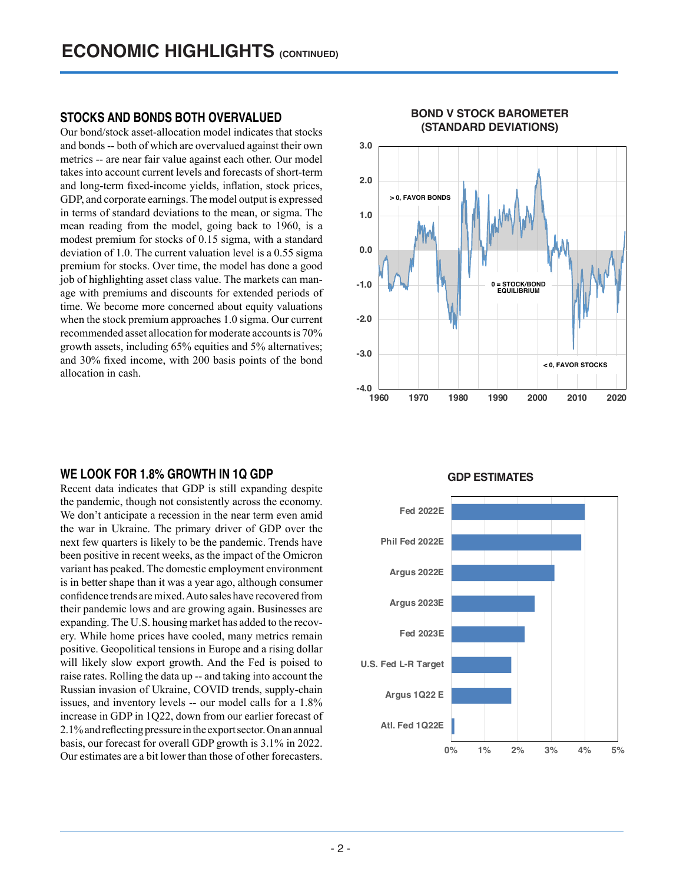# ECONOMIC HIGHLIGHTS (CONTINUED)

## STOCKS AND BONDS BOTH OVERVALUED

Our bond/stock asset-allocation model indicates that stocks and bonds -- both of which are overvalued against their own metrics -- are near fair value against each other. Our model takes into account current levels and forecasts of short-term and long-term fixed-income yields, inflation, stock prices, GDP, and corporate earnings. The model output is expressed in terms of standard deviations to the mean, or sigma. The mean reading from the model, going back to 1960, is a modest premium for stocks of 0.15 sigma, with a standard deviation of 1.0. The current valuation level is a 0.55 sigma premium for stocks. Over time, the model has done a good job of highlighting asset class value. The markets can manage with premiums and discounts for extended periods of time. We become more concerned about equity valuations when the stock premium approaches 1.0 sigma. Our current recommended asset allocation for moderate accounts is 70% growth assets, including 65% equities and 5% alternatives; and 30% fixed income, with 200 basis points of the bond allocation in cash.

**BOND V STOCK BAROMETER (STANDARD DEVIATIONS)**

## WE LOOK FOR 1.8% GROWTH IN 1Q GDP

Recent data indicates that GDP is still expanding despite the pandemic, though not consistently across the economy. We don't anticipate a recession in the near term even amid the war in Ukraine. The primary driver of GDP over the next few quarters is likely to be the pandemic. Trends have been positive in recent weeks, as the impact of the Omicron variant has peaked. The domestic employment environment is in better shape than it was a year ago, although consumer confidence trends are mixed. Auto sales have recovered from their pandemic lows and are growing again. Businesses are expanding. The U.S. housing market has added to the recovery. While home prices have cooled, many metrics remain positive. Geopolitical tensions in Europe and a rising dollar will likely slow export growth. And the Fed is poised to raise rates. Rolling the data up -- and taking into account the Russian invasion of Ukraine, COVID trends, supply-chain issues, and inventory levels -- our model calls for a 1.8% increase in GDP in 1Q22, down from our earlier forecast of 2.1% and reflecting pressure in the export sector. On an annual basis, our forecast for overall GDP growth is 3.1% in 2022. Our estimates are a bit lower than those of other forecasters.

**GDP ESTIMATES**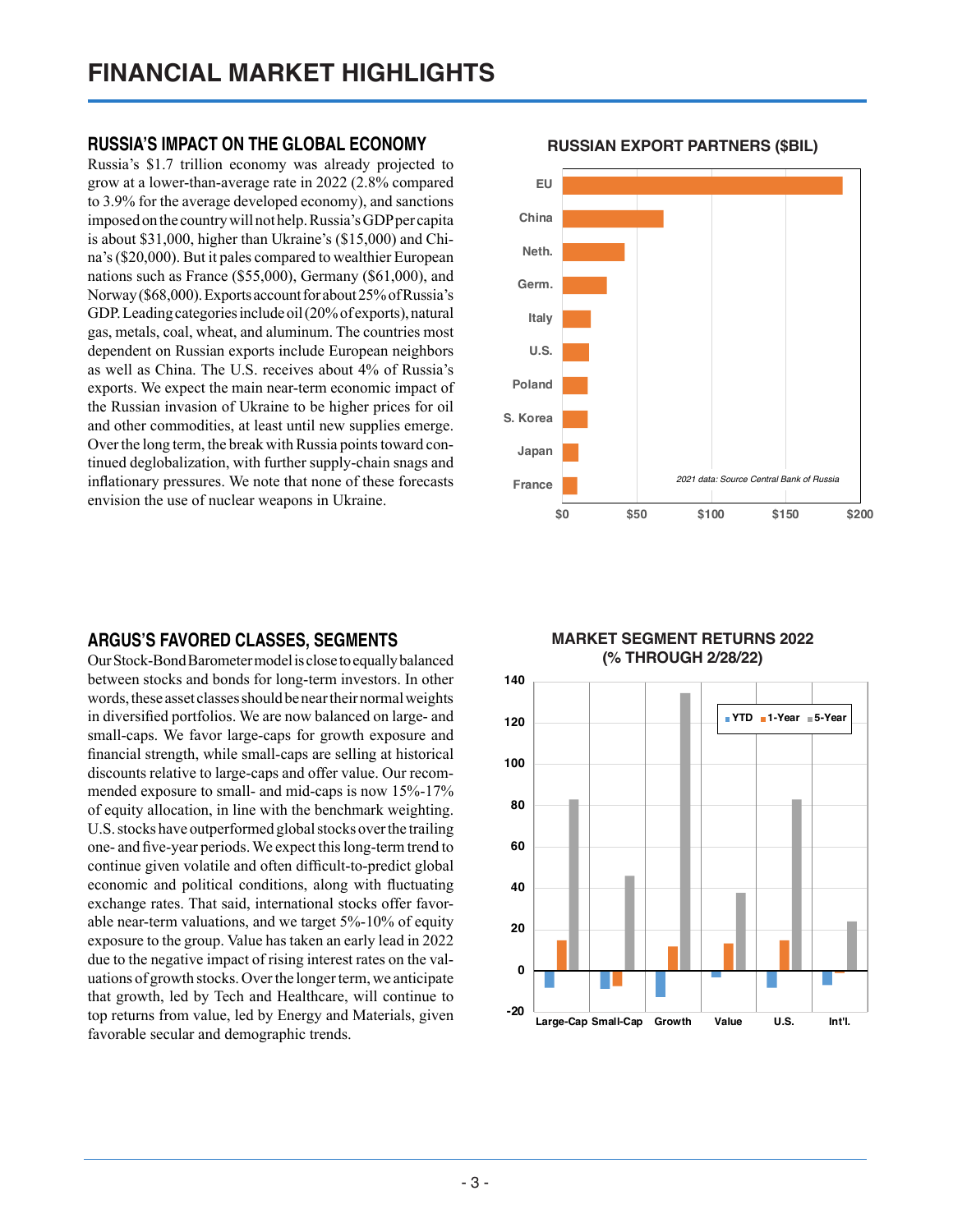# FINANCIAL MARKET HIGHLIGHTS

## RUSSIA'S IMPACT ON THE GLOBAL ECONOMY

Russia's $1.7 trillion economy was already projected to grow at a lower-than-average rate in 2022 (2.8% compared to 3.9% for the average developed economy), and sanctions imposed on the country will not help. Russia's GDP per capita is about $31,000, higher than Ukraine's ($15,000) and China's ($20,000). But it pales compared to wealthier European nations such as France ($55,000), Germany ($61,000), and Norway ($68,000). Exports account for about 25% of Russia's GDP. Leading categories include oil (20% of exports), natural gas, metals, coal, wheat, and aluminum. The countries most dependent on Russian exports include European neighbors as well as China. The U.S. receives about 4% of Russia's exports. We expect the main near-term economic impact of the Russian invasion of Ukraine to be higher prices for oil and other commodities, at least until new supplies emerge. Over the long term, the break with Russia points toward continued deglobalization, with further supply-chain snags and inflationary pressures. We note that none of these forecasts envision the use of nuclear weapons in Ukraine.

**RUSSIAN EXPORT PARTNERS ($BIL)**

| Partner | Exports ($BIL, approx.) |
| --- | --- |
| EU | ~188 |
| China | ~68 |
| Neth. | ~42 |
| Germ. | ~30 |
| Italy | ~19 |
| U.S. | ~18 |
| Poland | ~17 |
| S. Korea | ~17 |
| Japan | ~11 |
| France | ~10 |

*2021 data: Source Central Bank of Russia*

## ARGUS'S FAVORED CLASSES, SEGMENTS

Our Stock-Bond Barometer model is close to equally balanced between stocks and bonds for long-term investors. In other words, these asset classes should be near their normal weights in diversified portfolios. We are now balanced on large- and small-caps. We favor large-caps for growth exposure and financial strength, while small-caps are selling at historical discounts relative to large-caps and offer value. Our recommended exposure to small- and mid-caps is now 15%-17% of equity allocation, in line with the benchmark weighting. U.S. stocks have outperformed global stocks over the trailing one- and five-year periods. We expect this long-term trend to continue given volatile and often difficult-to-predict global economic and political conditions, along with fluctuating exchange rates. That said, international stocks offer favorable near-term valuations, and we target 5%-10% of equity exposure to the group. Value has taken an early lead in 2022 due to the negative impact of rising interest rates on the valuations of growth stocks. Over the longer term, we anticipate that growth, led by Tech and Healthcare, will continue to top returns from value, led by Energy and Materials, given favorable secular and demographic trends.

**MARKET SEGMENT RETURNS 2022 (% THROUGH 2/28/22)**

| Segment | YTD | 1-Year | 5-Year |
| --- | --- | --- | --- |
| Large-Cap | ~-8 | ~15 | ~83 |
| Small-Cap | ~-9 | ~-7 | ~46 |
| Growth | ~-13 | ~12 | ~134 |
| Value | ~-3 | ~13 | ~38 |
| U.S. | ~-8 | ~15 | ~83 |
| Int'l. | ~-7 | ~-1 | ~24 |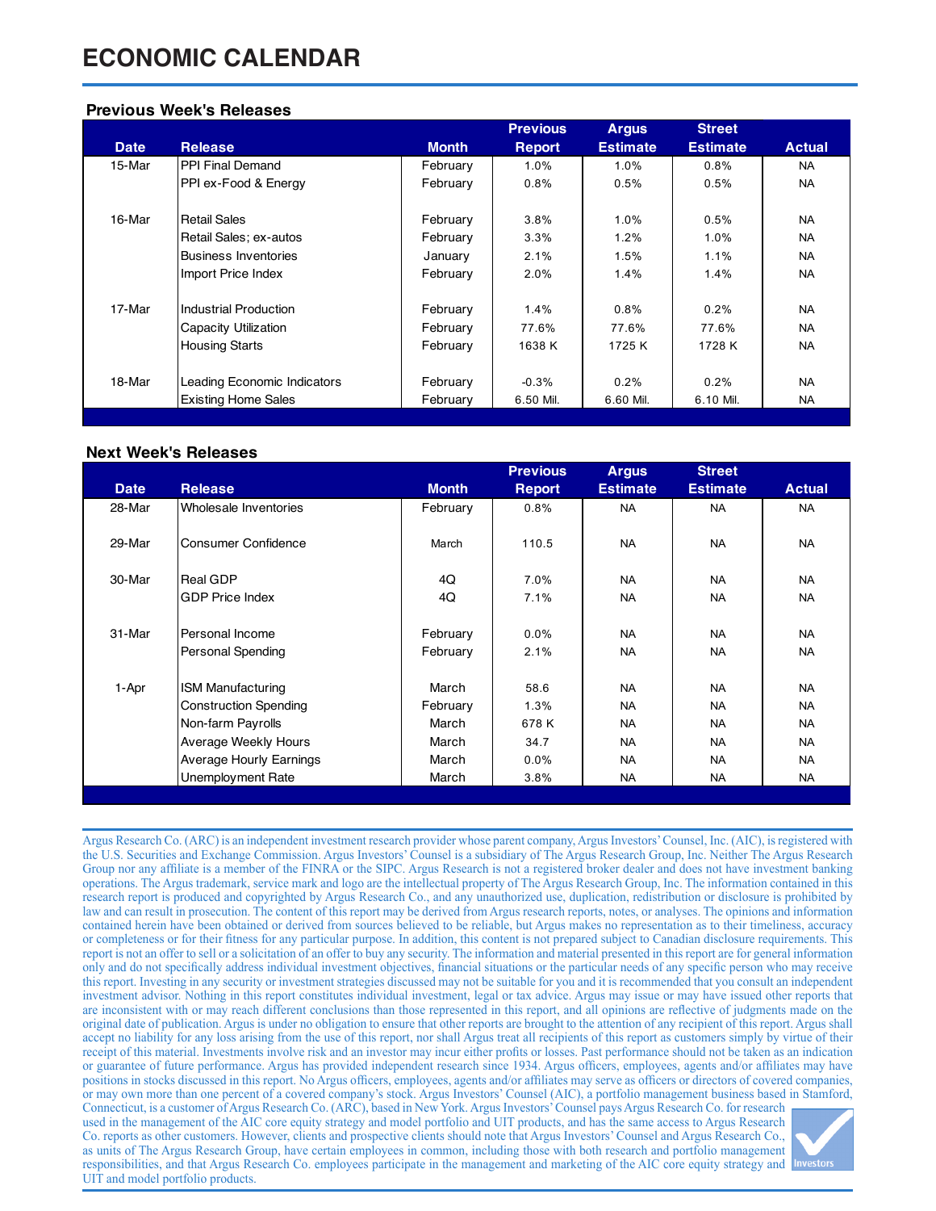# ECONOMIC CALENDAR

## Previous Week's Releases

| Date | Release | Month | Previous Report | Argus Estimate | Street Estimate | Actual |
|---|---|---|---|---|---|---|
| 15-Mar | PPI Final Demand | February | 1.0% | 1.0% | 0.8% | NA |
| | PPI ex-Food & Energy | February | 0.8% | 0.5% | 0.5% | NA |
| 16-Mar | Retail Sales | February | 3.8% | 1.0% | 0.5% | NA |
| | Retail Sales; ex-autos | February | 3.3% | 1.2% | 1.0% | NA |
| | Business Inventories | January | 2.1% | 1.5% | 1.1% | NA |
| | Import Price Index | February | 2.0% | 1.4% | 1.4% | NA |
| 17-Mar | Industrial Production | February | 1.4% | 0.8% | 0.2% | NA |
| | Capacity Utilization | February | 77.6% | 77.6% | 77.6% | NA |
| | Housing Starts | February | 1638 K | 1725 K | 1728 K | NA |
| 18-Mar | Leading Economic Indicators | February | -0.3% | 0.2% | 0.2% | NA |
| | Existing Home Sales | February | 6.50 Mil. | 6.60 Mil. | 6.10 Mil. | NA |

## Next Week's Releases

| Date | Release | Month | Previous Report | Argus Estimate | Street Estimate | Actual |
|---|---|---|---|---|---|---|
| 28-Mar | Wholesale Inventories | February | 0.8% | NA | NA | NA |
| 29-Mar | Consumer Confidence | March | 110.5 | NA | NA | NA |
| 30-Mar | Real GDP | 4Q | 7.0% | NA | NA | NA |
| | GDP Price Index | 4Q | 7.1% | NA | NA | NA |
| 31-Mar | Personal Income | February | 0.0% | NA | NA | NA |
| | Personal Spending | February | 2.1% | NA | NA | NA |
| 1-Apr | ISM Manufacturing | March | 58.6 | NA | NA | NA |
| | Construction Spending | February | 1.3% | NA | NA | NA |
| | Non-farm Payrolls | March | 678 K | NA | NA | NA |
| | Average Weekly Hours | March | 34.7 | NA | NA | NA |
| | Average Hourly Earnings | March | 0.0% | NA | NA | NA |
| | Unemployment Rate | March | 3.8% | NA | NA | NA |

Argus Research Co. (ARC) is an independent investment research provider whose parent company, Argus Investors' Counsel, Inc. (AIC), is registered with the U.S. Securities and Exchange Commission. Argus Investors' Counsel is a subsidiary of The Argus Research Group, Inc. Neither The Argus Research Group nor any affiliate is a member of the FINRA or the SIPC. Argus Research is not a registered broker dealer and does not have investment banking operations. The Argus trademark, service mark and logo are the intellectual property of The Argus Research Group, Inc. The information contained in this research report is produced and copyrighted by Argus Research Co., and any unauthorized use, duplication, redistribution or disclosure is prohibited by law and can result in prosecution. The content of this report may be derived from Argus research reports, notes, or analyses. The opinions and information contained herein have been obtained or derived from sources believed to be reliable, but Argus makes no representation as to their timeliness, accuracy or completeness or for their fitness for any particular purpose. In addition, this content is not prepared subject to Canadian disclosure requirements. This report is not an offer to sell or a solicitation of an offer to buy any security. The information and material presented in this report are for general information only and do not specifically address individual investment objectives, financial situations or the particular needs of any specific person who may receive this report. Investing in any security or investment strategies discussed may not be suitable for you and it is recommended that you consult an independent investment advisor. Nothing in this report constitutes individual investment, legal or tax advice. Argus may issue or may have issued other reports that are inconsistent with or may reach different conclusions than those represented in this report, and all opinions are reflective of judgments made on the original date of publication. Argus is under no obligation to ensure that other reports are brought to the attention of any recipient of this report. Argus shall accept no liability for any loss arising from the use of this report, nor shall Argus treat all recipients of this report as customers simply by virtue of their receipt of this material. Investments involve risk and an investor may incur either profits or losses. Past performance should not be taken as an indication or guarantee of future performance. Argus has provided independent research since 1934. Argus officers, employees, agents and/or affiliates may have positions in stocks discussed in this report. No Argus officers, employees, agents and/or affiliates may serve as officers or directors of covered companies, or may own more than one percent of a covered company's stock. Argus Investors' Counsel (AIC), a portfolio management business based in Stamford, Connecticut, is a customer of Argus Research Co. (ARC), based in New York. Argus Investors' Counsel pays Argus Research Co. for research used in the management of the AIC core equity strategy and model portfolio and UIT products, and has the same access to Argus Research Co. reports as other customers. However, clients and prospective clients should note that Argus Investors' Counsel and Argus Research Co., as units of The Argus Research Group, have certain employees in common, including those with both research and portfolio management responsibilities, and that Argus Research Co. employees participate in the management and marketing of the AIC core equity strategy and UIT and model portfolio products.